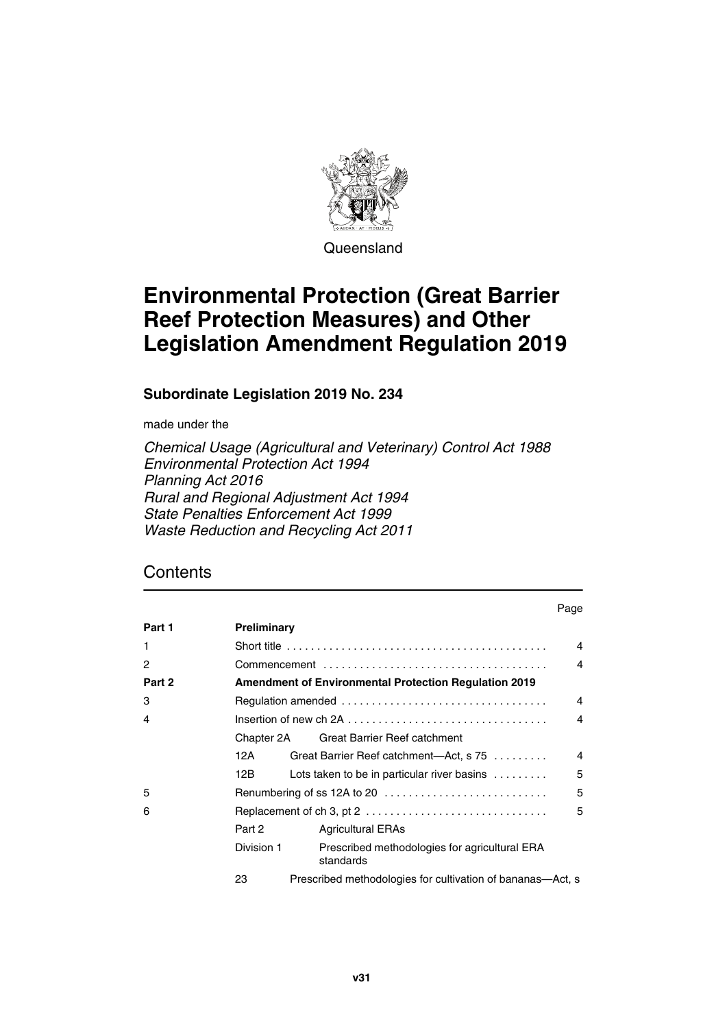Queensland

# Environmental Protection (Great Barrier Reef Protection Measures) and Other Legislation Amendment Regulation 2019

**Subordinate Legislation 2019 No. 234**

made under the

*Chemical Usage (Agricultural and Veterinary) Control Act 1988*
*Environmental Protection Act 1994*
*Planning Act 2016*
*Rural and Regional Adjustment Act 1994*
*State Penalties Enforcement Act 1999*
*Waste Reduction and Recycling Act 2011*

## Contents

| | | | Page |
|---|---|---|---|
| **Part 1** | **Preliminary** | | |
| 1 | Short title | | 4 |
| 2 | Commencement | | 4 |
| **Part 2** | **Amendment of Environmental Protection Regulation 2019** | | |
| 3 | Regulation amended | | 4 |
| 4 | Insertion of new ch 2A | | 4 |
| | Chapter 2A | Great Barrier Reef catchment | |
| | 12A | Great Barrier Reef catchment—Act, s 75 | 4 |
| | 12B | Lots taken to be in particular river basins | 5 |
| 5 | Renumbering of ss 12A to 20 | | 5 |
| 6 | Replacement of ch 3, pt 2 | | 5 |
| | Part 2 | Agricultural ERAs | |
| | Division 1 | Prescribed methodologies for agricultural ERA standards | |
| | 23 | Prescribed methodologies for cultivation of bananas—Act, s | |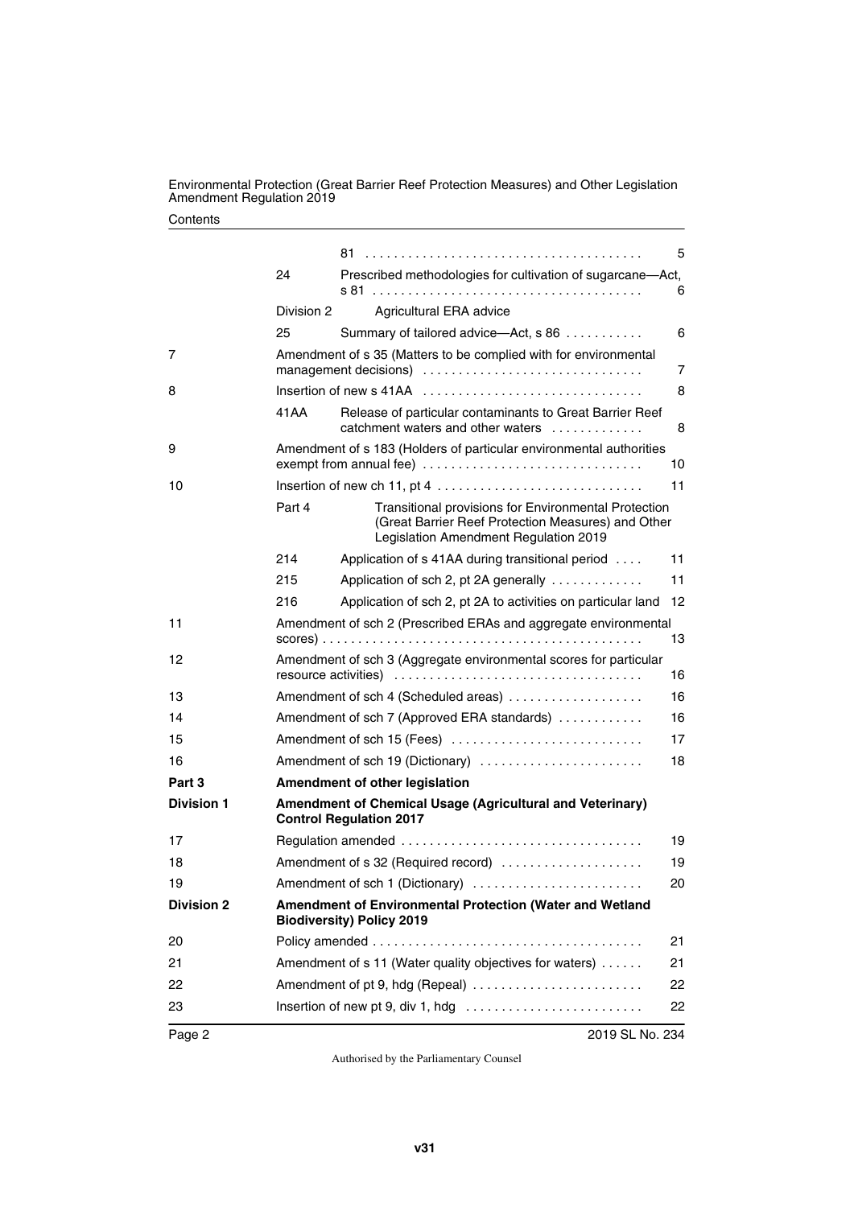| | | | |
|---|---|---|---|
| | | 81 | 5 |
| | 24 | Prescribed methodologies for cultivation of sugarcane—Act, s 81 | 6 |
| | Division 2 | Agricultural ERA advice | |
| | 25 | Summary of tailored advice—Act, s 86 | 6 |
| 7 | | Amendment of s 35 (Matters to be complied with for environmental management decisions) | 7 |
| 8 | | Insertion of new s 41AA | 8 |
| | 41AA | Release of particular contaminants to Great Barrier Reef catchment waters and other waters | 8 |
| 9 | | Amendment of s 183 (Holders of particular environmental authorities exempt from annual fee) | 10 |
| 10 | | Insertion of new ch 11, pt 4 | 11 |
| | Part 4 | Transitional provisions for Environmental Protection (Great Barrier Reef Protection Measures) and Other Legislation Amendment Regulation 2019 | |
| | 214 | Application of s 41AA during transitional period | 11 |
| | 215 | Application of sch 2, pt 2A generally | 11 |
| | 216 | Application of sch 2, pt 2A to activities on particular land | 12 |
| 11 | | Amendment of sch 2 (Prescribed ERAs and aggregate environmental scores) | 13 |
| 12 | | Amendment of sch 3 (Aggregate environmental scores for particular resource activities) | 16 |
| 13 | | Amendment of sch 4 (Scheduled areas) | 16 |
| 14 | | Amendment of sch 7 (Approved ERA standards) | 16 |
| 15 | | Amendment of sch 15 (Fees) | 17 |
| 16 | | Amendment of sch 19 (Dictionary) | 18 |
| **Part 3** | | **Amendment of other legislation** | |
| **Division 1** | | **Amendment of Chemical Usage (Agricultural and Veterinary) Control Regulation 2017** | |
| 17 | | Regulation amended | 19 |
| 18 | | Amendment of s 32 (Required record) | 19 |
| 19 | | Amendment of sch 1 (Dictionary) | 20 |
| **Division 2** | | **Amendment of Environmental Protection (Water and Wetland Biodiversity) Policy 2019** | |
| 20 | | Policy amended | 21 |
| 21 | | Amendment of s 11 (Water quality objectives for waters) | 21 |
| 22 | | Amendment of pt 9, hdg (Repeal) | 22 |
| 23 | | Insertion of new pt 9, div 1, hdg | 22 |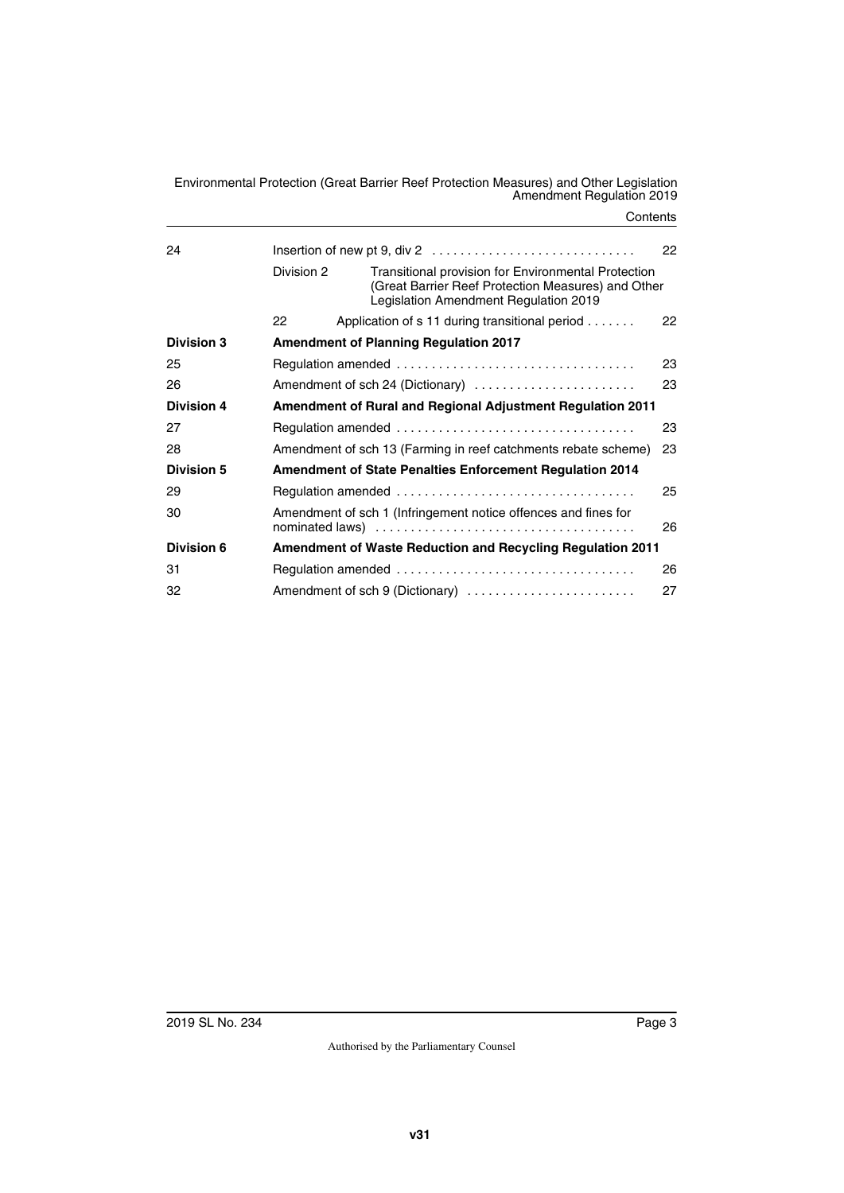| | | | |
|---|---|---|---|
| 24 | Insertion of new pt 9, div 2 | | 22 |
| | Division 2 | Transitional provision for Environmental Protection (Great Barrier Reef Protection Measures) and Other Legislation Amendment Regulation 2019 | |
| | 22 | Application of s 11 during transitional period | 22 |
| **Division 3** | **Amendment of Planning Regulation 2017** | | |
| 25 | Regulation amended | | 23 |
| 26 | Amendment of sch 24 (Dictionary) | | 23 |
| **Division 4** | **Amendment of Rural and Regional Adjustment Regulation 2011** | | |
| 27 | Regulation amended | | 23 |
| 28 | Amendment of sch 13 (Farming in reef catchments rebate scheme) | | 23 |
| **Division 5** | **Amendment of State Penalties Enforcement Regulation 2014** | | |
| 29 | Regulation amended | | 25 |
| 30 | Amendment of sch 1 (Infringement notice offences and fines for nominated laws) | | 26 |
| **Division 6** | **Amendment of Waste Reduction and Recycling Regulation 2011** | | |
| 31 | Regulation amended | | 26 |
| 32 | Amendment of sch 9 (Dictionary) | | 27 |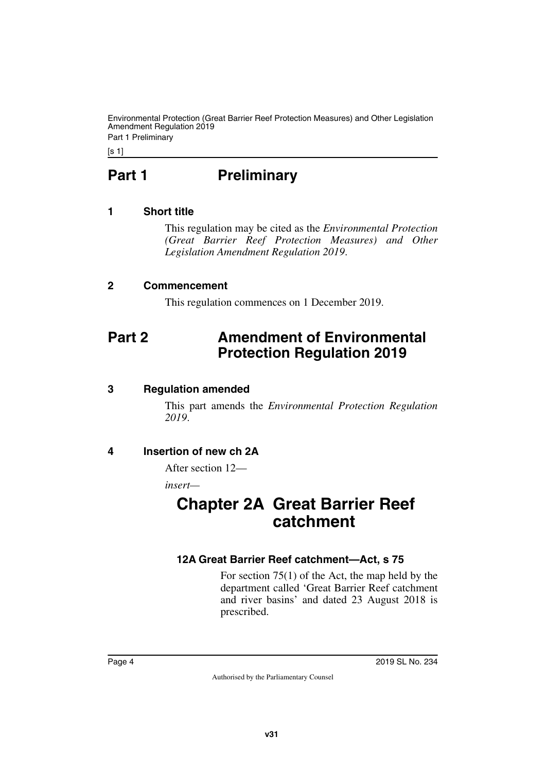# Part 1 Preliminary

## 1 Short title

This regulation may be cited as the *Environmental Protection (Great Barrier Reef Protection Measures) and Other Legislation Amendment Regulation 2019*.

## 2 Commencement

This regulation commences on 1 December 2019.

# Part 2 Amendment of Environmental Protection Regulation 2019

## 3 Regulation amended

This part amends the *Environmental Protection Regulation 2019*.

## 4 Insertion of new ch 2A

After section 12—

*insert*—

# Chapter 2A Great Barrier Reef catchment

### 12A Great Barrier Reef catchment—Act, s 75

For section 75(1) of the Act, the map held by the department called 'Great Barrier Reef catchment and river basins' and dated 23 August 2018 is prescribed.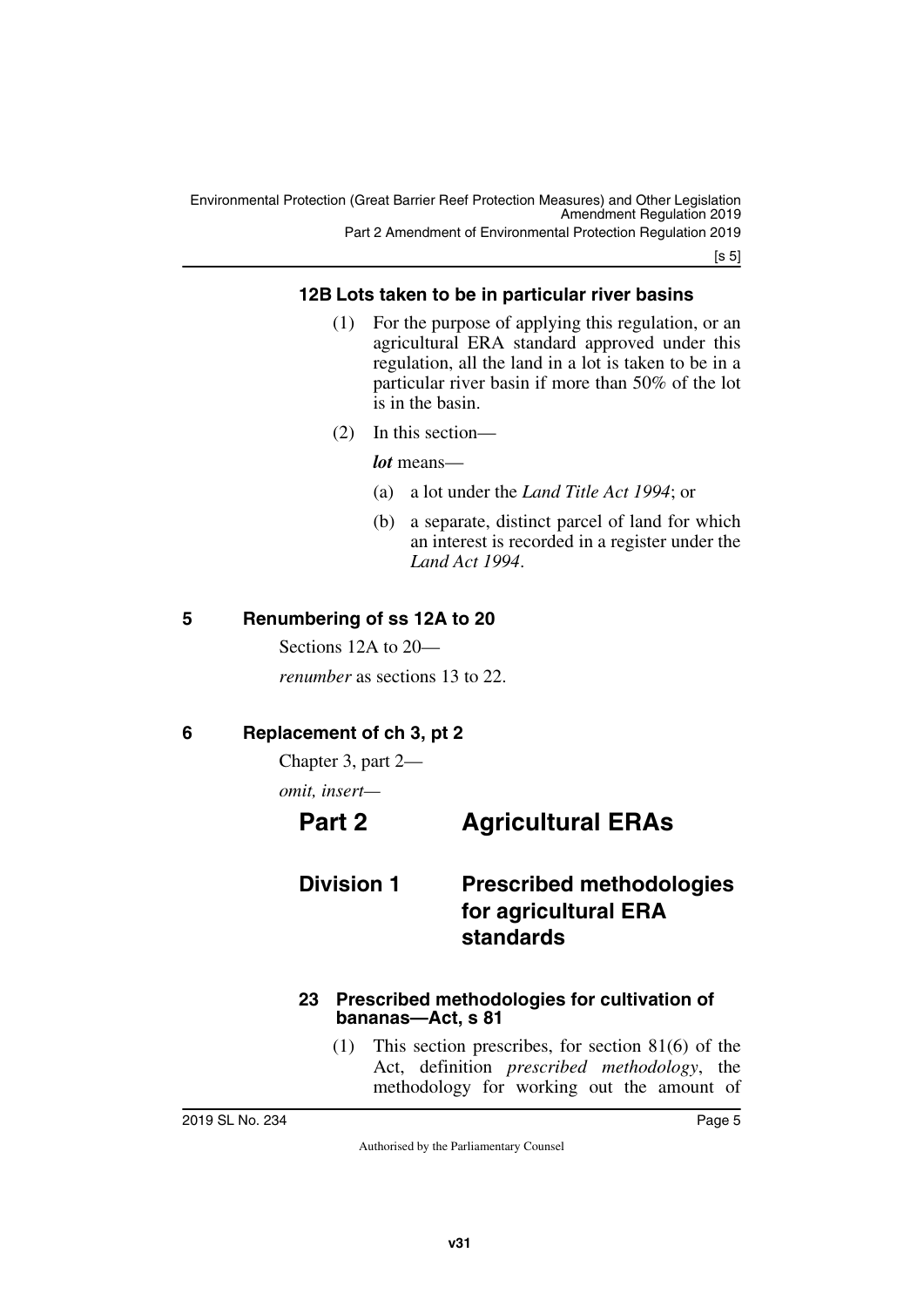### 12B Lots taken to be in particular river basins

(1) For the purpose of applying this regulation, or an agricultural ERA standard approved under this regulation, all the land in a lot is taken to be in a particular river basin if more than 50% of the lot is in the basin.

(2) In this section—

***lot*** means—

(a) a lot under the *Land Title Act 1994*; or

(b) a separate, distinct parcel of land for which an interest is recorded in a register under the *Land Act 1994*.

## 5 Renumbering of ss 12A to 20

Sections 12A to 20—

*renumber* as sections 13 to 22.

## 6 Replacement of ch 3, pt 2

Chapter 3, part 2—

*omit, insert*—

# Part 2 Agricultural ERAs

## Division 1 Prescribed methodologies for agricultural ERA standards

### 23 Prescribed methodologies for cultivation of bananas—Act, s 81

(1) This section prescribes, for section 81(6) of the Act, definition *prescribed methodology*, the methodology for working out the amount of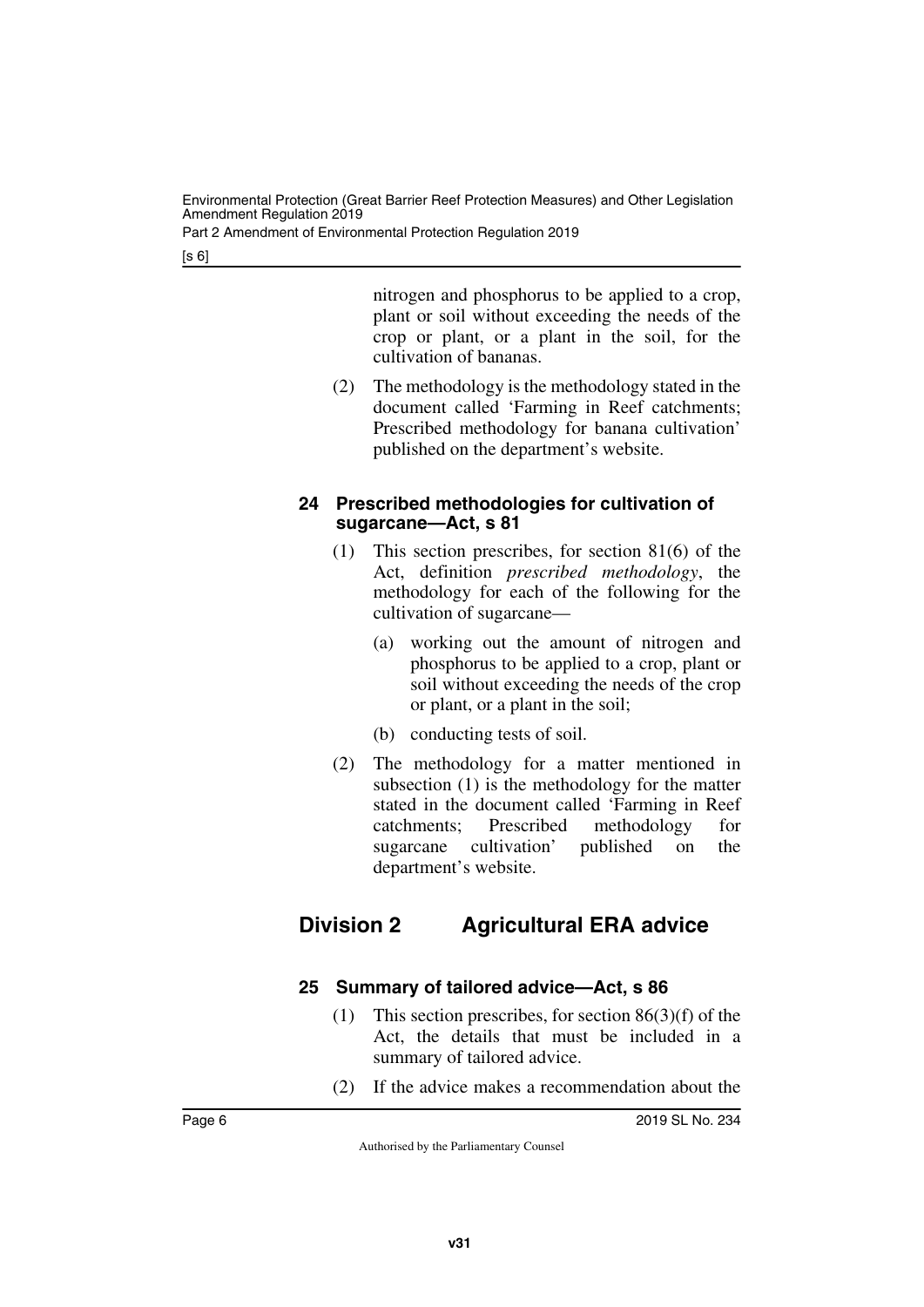nitrogen and phosphorus to be applied to a crop, plant or soil without exceeding the needs of the crop or plant, or a plant in the soil, for the cultivation of bananas.

(2) The methodology is the methodology stated in the document called 'Farming in Reef catchments; Prescribed methodology for banana cultivation' published on the department's website.

### 24 Prescribed methodologies for cultivation of sugarcane—Act, s 81

(1) This section prescribes, for section 81(6) of the Act, definition *prescribed methodology*, the methodology for each of the following for the cultivation of sugarcane—

(a) working out the amount of nitrogen and phosphorus to be applied to a crop, plant or soil without exceeding the needs of the crop or plant, or a plant in the soil;

(b) conducting tests of soil.

(2) The methodology for a matter mentioned in subsection (1) is the methodology for the matter stated in the document called 'Farming in Reef catchments; Prescribed methodology for sugarcane cultivation' published on the department's website.

## Division 2 Agricultural ERA advice

### 25 Summary of tailored advice—Act, s 86

(1) This section prescribes, for section 86(3)(f) of the Act, the details that must be included in a summary of tailored advice.

(2) If the advice makes a recommendation about the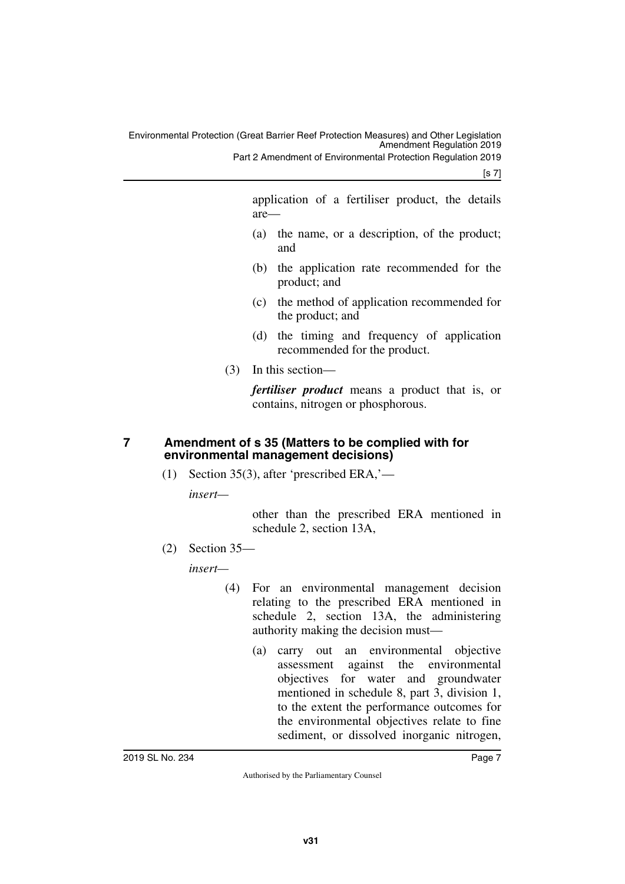application of a fertiliser product, the details are—

(a) the name, or a description, of the product; and

(b) the application rate recommended for the product; and

(c) the method of application recommended for the product; and

(d) the timing and frequency of application recommended for the product.

(3) In this section—

***fertiliser product*** means a product that is, or contains, nitrogen or phosphorous.

## 7 Amendment of s 35 (Matters to be complied with for environmental management decisions)

(1) Section 35(3), after 'prescribed ERA,'—

*insert*—

other than the prescribed ERA mentioned in schedule 2, section 13A,

(2) Section 35—

*insert*—

(4) For an environmental management decision relating to the prescribed ERA mentioned in schedule 2, section 13A, the administering authority making the decision must—

(a) carry out an environmental objective assessment against the environmental objectives for water and groundwater mentioned in schedule 8, part 3, division 1, to the extent the performance outcomes for the environmental objectives relate to fine sediment, or dissolved inorganic nitrogen,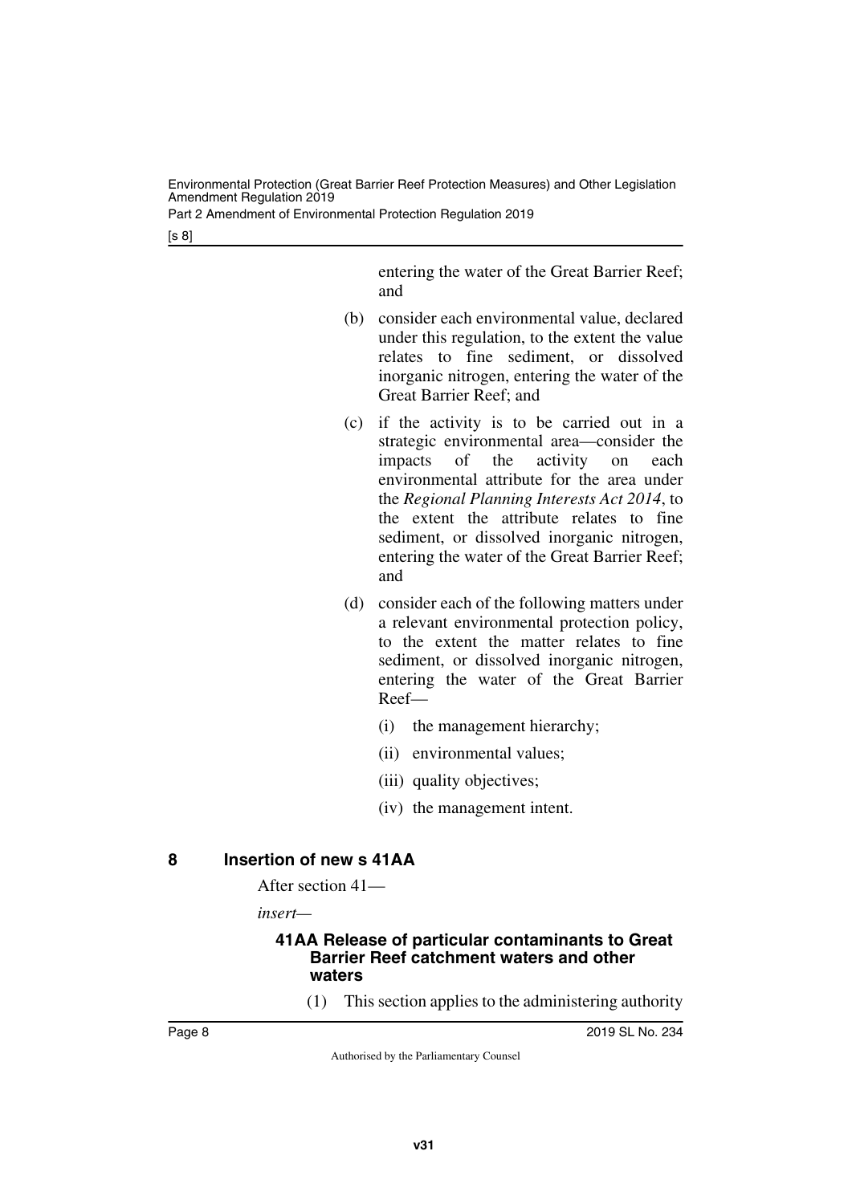entering the water of the Great Barrier Reef; and

(b) consider each environmental value, declared under this regulation, to the extent the value relates to fine sediment, or dissolved inorganic nitrogen, entering the water of the Great Barrier Reef; and

(c) if the activity is to be carried out in a strategic environmental area—consider the impacts of the activity on each environmental attribute for the area under the *Regional Planning Interests Act 2014*, to the extent the attribute relates to fine sediment, or dissolved inorganic nitrogen, entering the water of the Great Barrier Reef; and

(d) consider each of the following matters under a relevant environmental protection policy, to the extent the matter relates to fine sediment, or dissolved inorganic nitrogen, entering the water of the Great Barrier Reef—

  (i) the management hierarchy;

  (ii) environmental values;

  (iii) quality objectives;

  (iv) the management intent.

## 8 Insertion of new s 41AA

After section 41—

*insert*—

### 41AA Release of particular contaminants to Great Barrier Reef catchment waters and other waters

(1) This section applies to the administering authority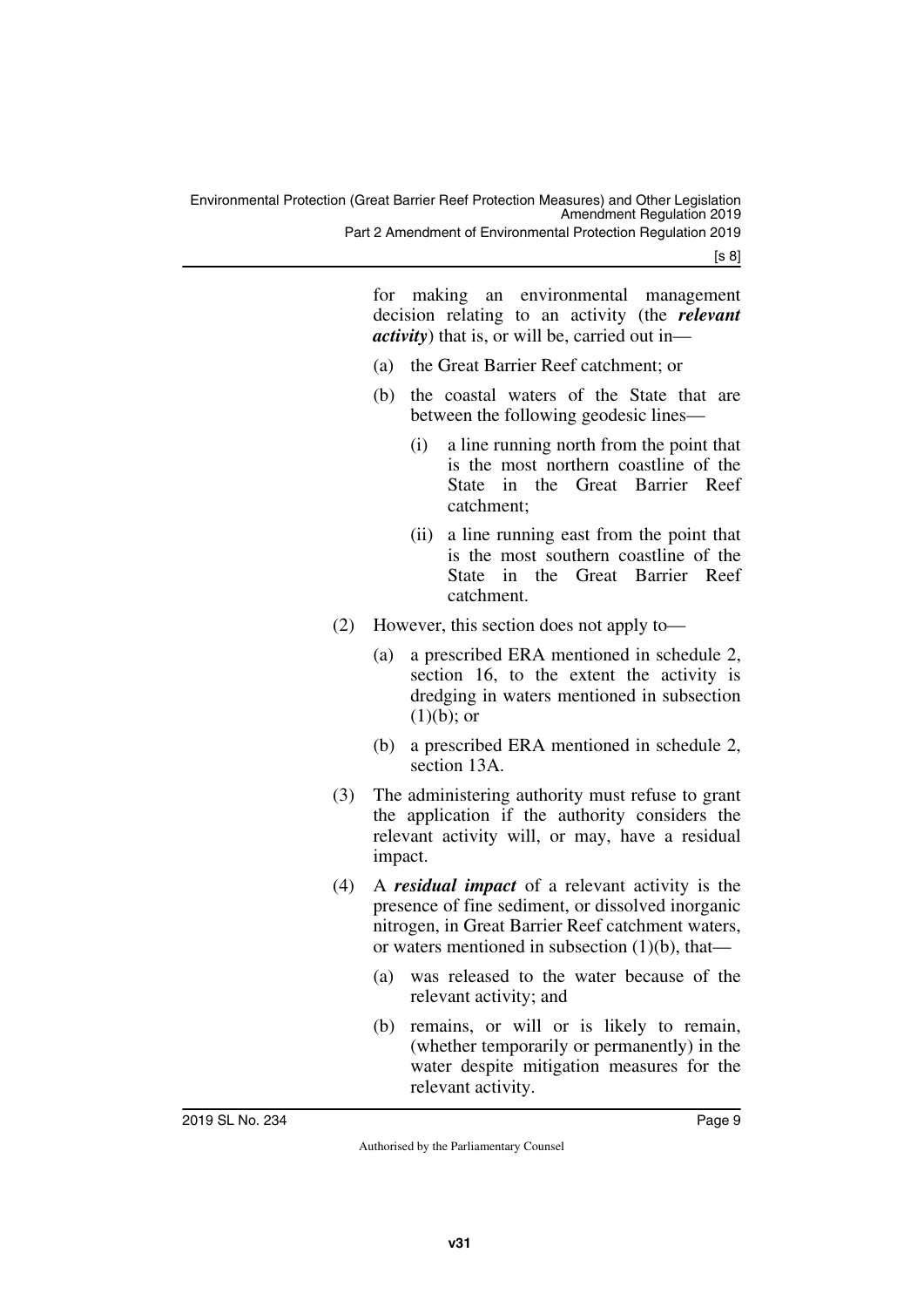for making an environmental management decision relating to an activity (the ***relevant activity***) that is, or will be, carried out in—

(a) the Great Barrier Reef catchment; or

(b) the coastal waters of the State that are between the following geodesic lines—

(i) a line running north from the point that is the most northern coastline of the State in the Great Barrier Reef catchment;

(ii) a line running east from the point that is the most southern coastline of the State in the Great Barrier Reef catchment.

(2) However, this section does not apply to—

(a) a prescribed ERA mentioned in schedule 2, section 16, to the extent the activity is dredging in waters mentioned in subsection (1)(b); or

(b) a prescribed ERA mentioned in schedule 2, section 13A.

(3) The administering authority must refuse to grant the application if the authority considers the relevant activity will, or may, have a residual impact.

(4) A ***residual impact*** of a relevant activity is the presence of fine sediment, or dissolved inorganic nitrogen, in Great Barrier Reef catchment waters, or waters mentioned in subsection (1)(b), that—

(a) was released to the water because of the relevant activity; and

(b) remains, or will or is likely to remain, (whether temporarily or permanently) in the water despite mitigation measures for the relevant activity.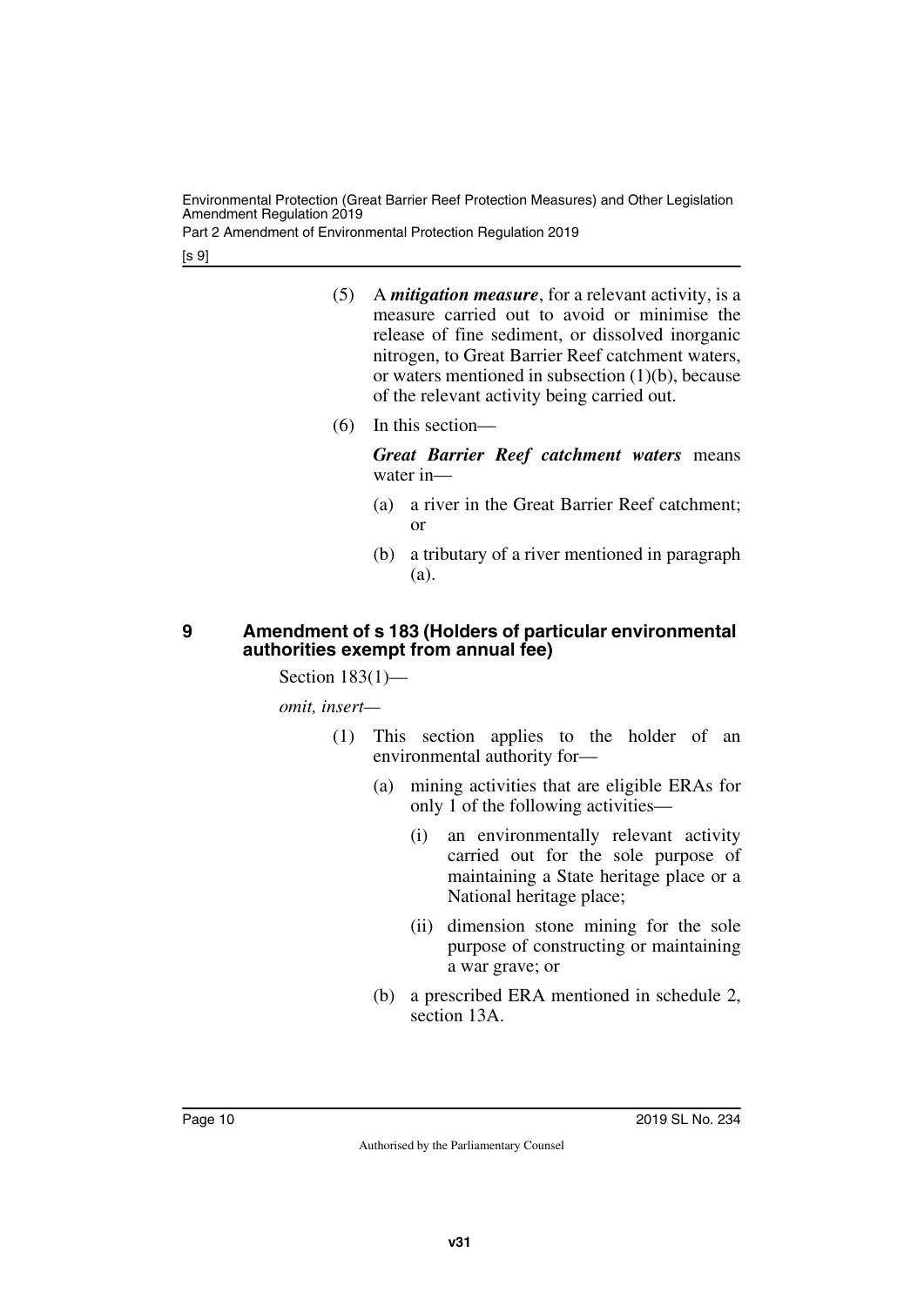(5) A ***mitigation measure***, for a relevant activity, is a measure carried out to avoid or minimise the release of fine sediment, or dissolved inorganic nitrogen, to Great Barrier Reef catchment waters, or waters mentioned in subsection (1)(b), because of the relevant activity being carried out.

(6) In this section—

***Great Barrier Reef catchment waters*** means water in—

(a) a river in the Great Barrier Reef catchment; or

(b) a tributary of a river mentioned in paragraph (a).

### 9 Amendment of s 183 (Holders of particular environmental authorities exempt from annual fee)

Section 183(1)—

*omit, insert—*

(1) This section applies to the holder of an environmental authority for—

(a) mining activities that are eligible ERAs for only 1 of the following activities—

(i) an environmentally relevant activity carried out for the sole purpose of maintaining a State heritage place or a National heritage place;

(ii) dimension stone mining for the sole purpose of constructing or maintaining a war grave; or

(b) a prescribed ERA mentioned in schedule 2, section 13A.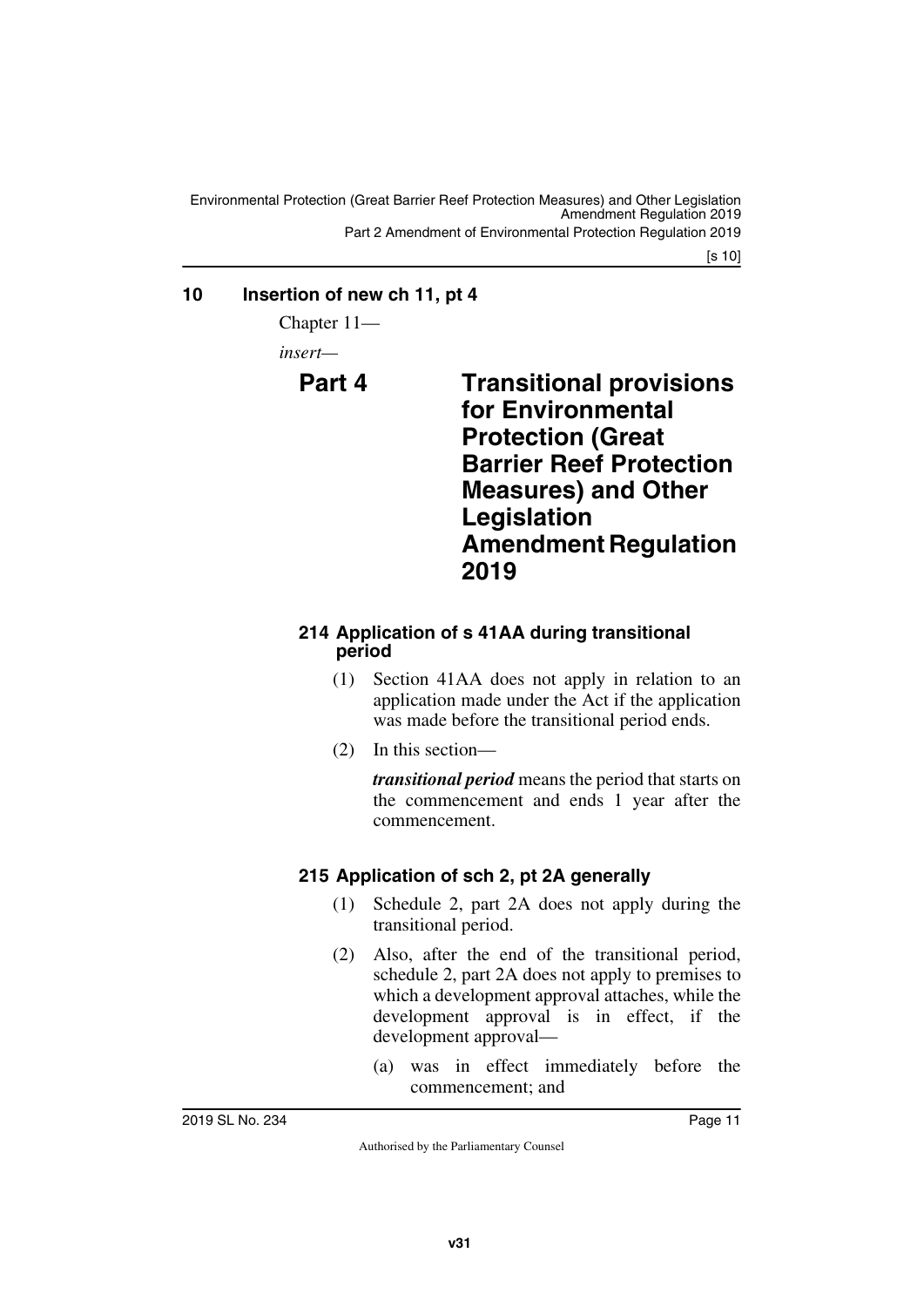## 10 Insertion of new ch 11, pt 4

Chapter 11—

*insert*—

# Part 4 Transitional provisions for Environmental Protection (Great Barrier Reef Protection Measures) and Other Legislation Amendment Regulation 2019

### 214 Application of s 41AA during transitional period

(1) Section 41AA does not apply in relation to an application made under the Act if the application was made before the transitional period ends.

(2) In this section—

***transitional period*** means the period that starts on the commencement and ends 1 year after the commencement.

### 215 Application of sch 2, pt 2A generally

(1) Schedule 2, part 2A does not apply during the transitional period.

(2) Also, after the end of the transitional period, schedule 2, part 2A does not apply to premises to which a development approval attaches, while the development approval is in effect, if the development approval—

(a) was in effect immediately before the commencement; and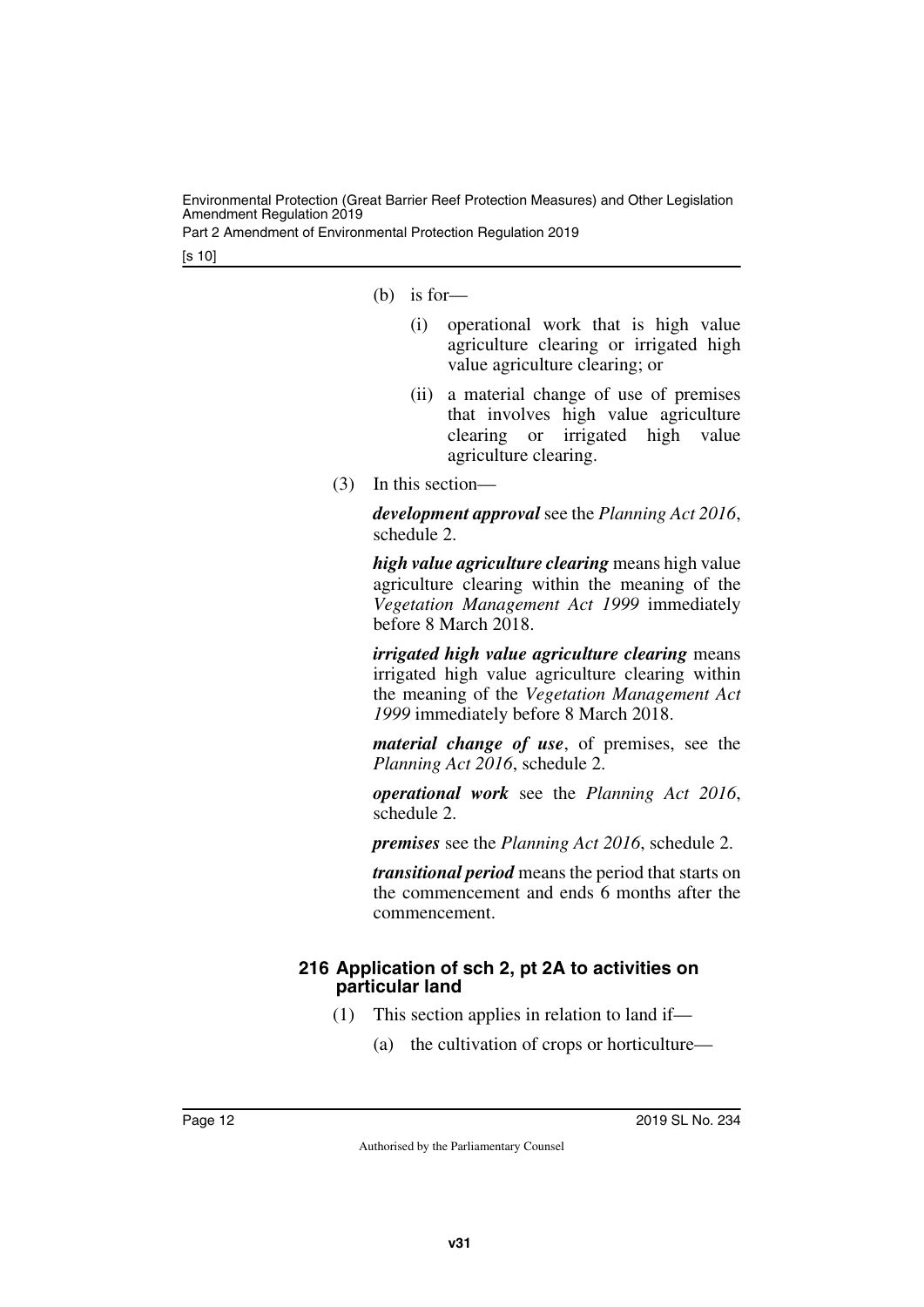(b) is for—

(i) operational work that is high value agriculture clearing or irrigated high value agriculture clearing; or

(ii) a material change of use of premises that involves high value agriculture clearing or irrigated high value agriculture clearing.

(3) In this section—

***development approval*** see the *Planning Act 2016*, schedule 2.

***high value agriculture clearing*** means high value agriculture clearing within the meaning of the *Vegetation Management Act 1999* immediately before 8 March 2018.

***irrigated high value agriculture clearing*** means irrigated high value agriculture clearing within the meaning of the *Vegetation Management Act 1999* immediately before 8 March 2018.

***material change of use***, of premises, see the *Planning Act 2016*, schedule 2.

***operational work*** see the *Planning Act 2016*, schedule 2.

***premises*** see the *Planning Act 2016*, schedule 2.

***transitional period*** means the period that starts on the commencement and ends 6 months after the commencement.

### 216 Application of sch 2, pt 2A to activities on particular land

(1) This section applies in relation to land if—

(a) the cultivation of crops or horticulture—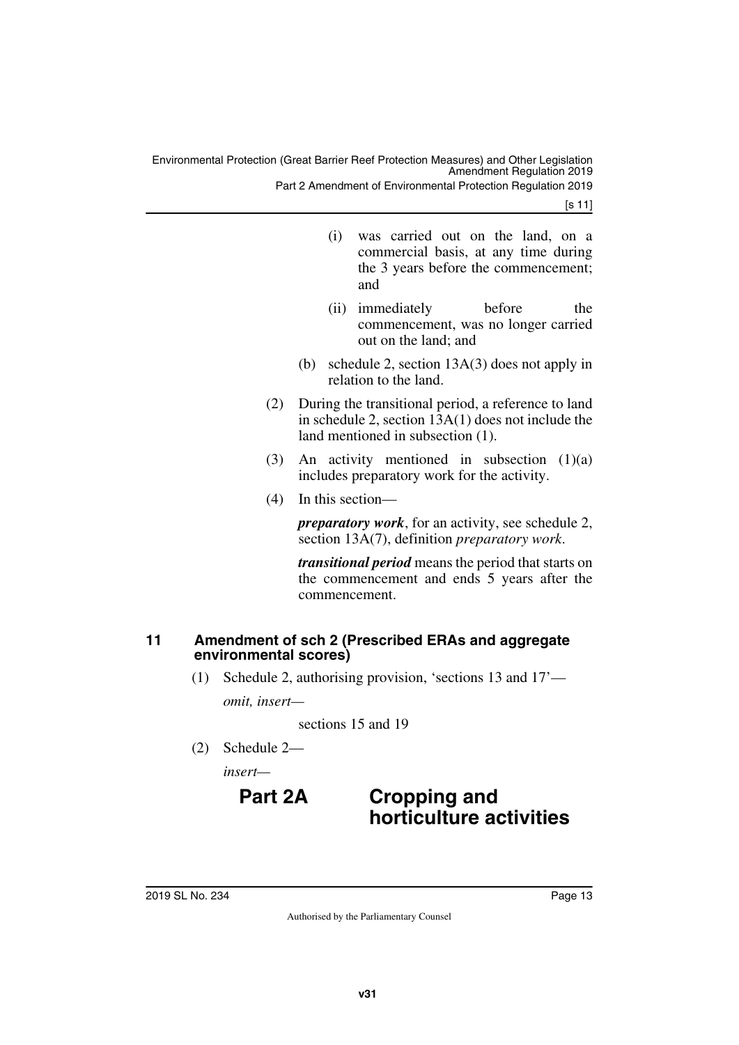(i) was carried out on the land, on a commercial basis, at any time during the 3 years before the commencement; and

(ii) immediately before the commencement, was no longer carried out on the land; and

(b) schedule 2, section 13A(3) does not apply in relation to the land.

(2) During the transitional period, a reference to land in schedule 2, section 13A(1) does not include the land mentioned in subsection (1).

(3) An activity mentioned in subsection (1)(a) includes preparatory work for the activity.

(4) In this section—

***preparatory work***, for an activity, see schedule 2, section 13A(7), definition *preparatory work*.

***transitional period*** means the period that starts on the commencement and ends 5 years after the commencement.

### 11 Amendment of sch 2 (Prescribed ERAs and aggregate environmental scores)

(1) Schedule 2, authorising provision, 'sections 13 and 17'—

*omit, insert—*

sections 15 and 19

(2) Schedule 2—

*insert—*

## Part 2A Cropping and horticulture activities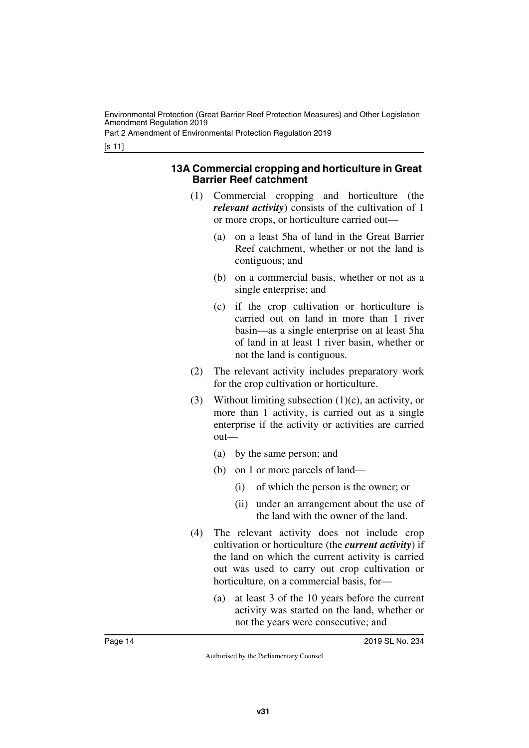### 13A Commercial cropping and horticulture in Great Barrier Reef catchment

(1) Commercial cropping and horticulture (the ***relevant activity***) consists of the cultivation of 1 or more crops, or horticulture carried out—

(a) on a least 5ha of land in the Great Barrier Reef catchment, whether or not the land is contiguous; and

(b) on a commercial basis, whether or not as a single enterprise; and

(c) if the crop cultivation or horticulture is carried out on land in more than 1 river basin—as a single enterprise on at least 5ha of land in at least 1 river basin, whether or not the land is contiguous.

(2) The relevant activity includes preparatory work for the crop cultivation or horticulture.

(3) Without limiting subsection (1)(c), an activity, or more than 1 activity, is carried out as a single enterprise if the activity or activities are carried out—

(a) by the same person; and

(b) on 1 or more parcels of land—

(i) of which the person is the owner; or

(ii) under an arrangement about the use of the land with the owner of the land.

(4) The relevant activity does not include crop cultivation or horticulture (the ***current activity***) if the land on which the current activity is carried out was used to carry out crop cultivation or horticulture, on a commercial basis, for—

(a) at least 3 of the 10 years before the current activity was started on the land, whether or not the years were consecutive; and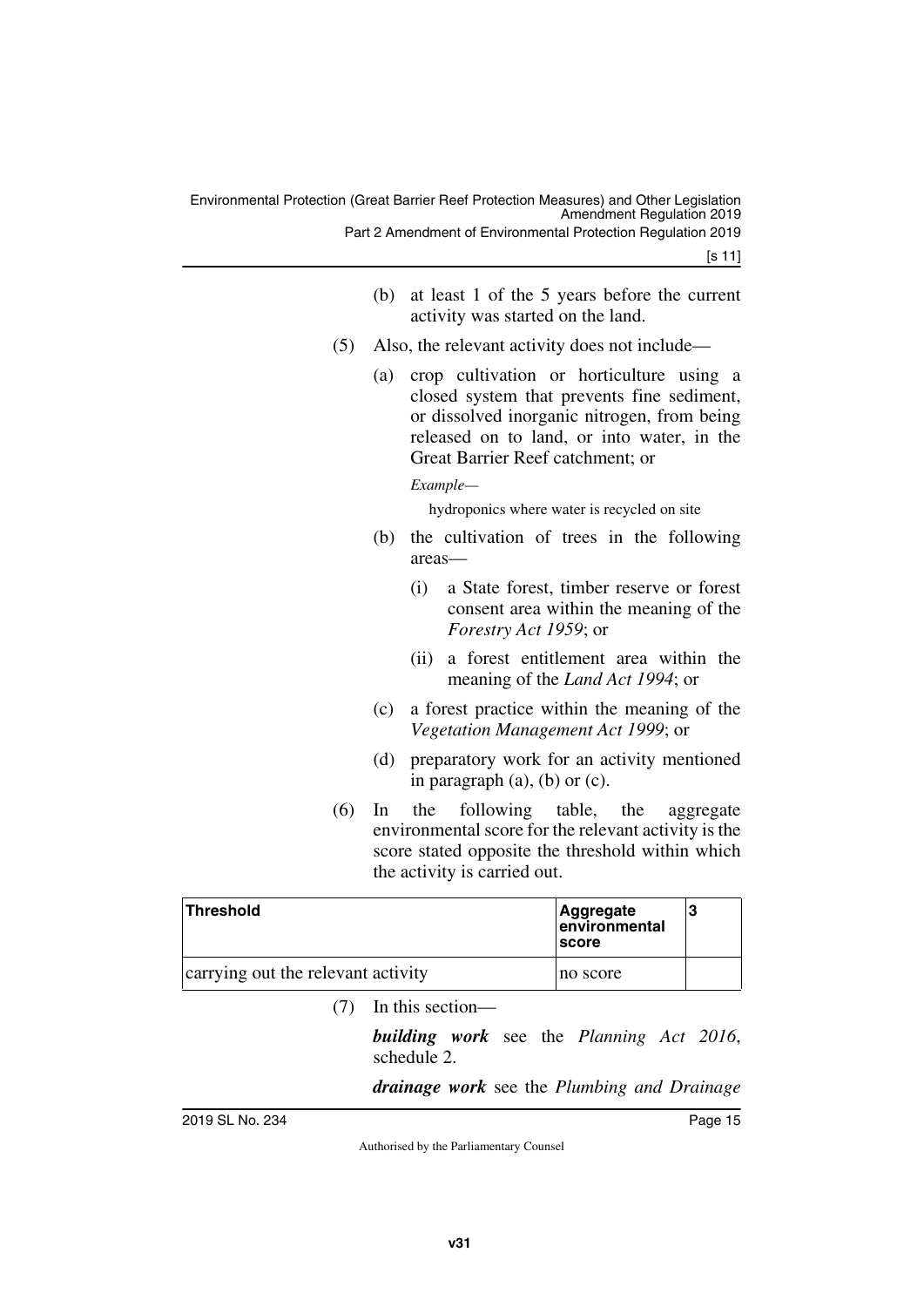(b) at least 1 of the 5 years before the current activity was started on the land.

(5) Also, the relevant activity does not include—

(a) crop cultivation or horticulture using a closed system that prevents fine sediment, or dissolved inorganic nitrogen, from being released on to land, or into water, in the Great Barrier Reef catchment; or

*Example—*

hydroponics where water is recycled on site

(b) the cultivation of trees in the following areas—

(i) a State forest, timber reserve or forest consent area within the meaning of the *Forestry Act 1959*; or

(ii) a forest entitlement area within the meaning of the *Land Act 1994*; or

(c) a forest practice within the meaning of the *Vegetation Management Act 1999*; or

(d) preparatory work for an activity mentioned in paragraph (a), (b) or (c).

(6) In the following table, the aggregate environmental score for the relevant activity is the score stated opposite the threshold within which the activity is carried out.

| **Threshold** | **Aggregate environmental score** | **3** |
|---|---|---|
| carrying out the relevant activity | no score | |

(7) In this section—

***building work*** see the *Planning Act 2016*, schedule 2.

***drainage work*** see the *Plumbing and Drainage*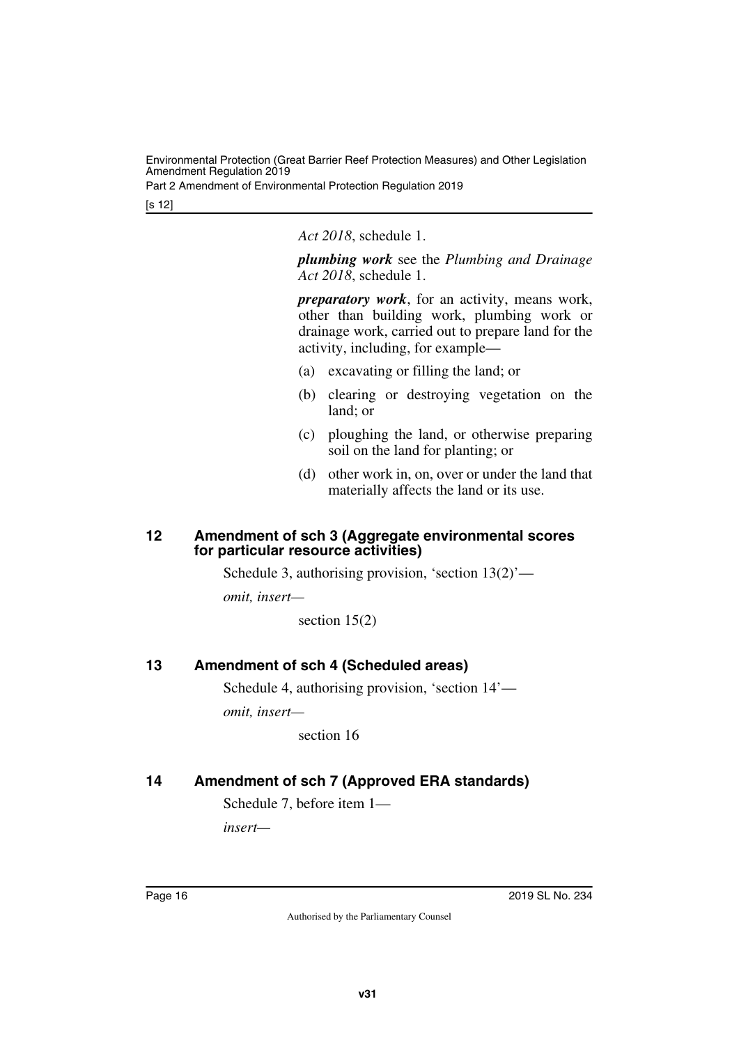*Act 2018*, schedule 1.

***plumbing work*** see the *Plumbing and Drainage Act 2018*, schedule 1.

***preparatory work***, for an activity, means work, other than building work, plumbing work or drainage work, carried out to prepare land for the activity, including, for example—

(a) excavating or filling the land; or

(b) clearing or destroying vegetation on the land; or

(c) ploughing the land, or otherwise preparing soil on the land for planting; or

(d) other work in, on, over or under the land that materially affects the land or its use.

## 12 Amendment of sch 3 (Aggregate environmental scores for particular resource activities)

Schedule 3, authorising provision, 'section 13(2)'—

*omit, insert—*

section 15(2)

## 13 Amendment of sch 4 (Scheduled areas)

Schedule 4, authorising provision, 'section 14'—

*omit, insert—*

section 16

## 14 Amendment of sch 7 (Approved ERA standards)

Schedule 7, before item 1—

*insert—*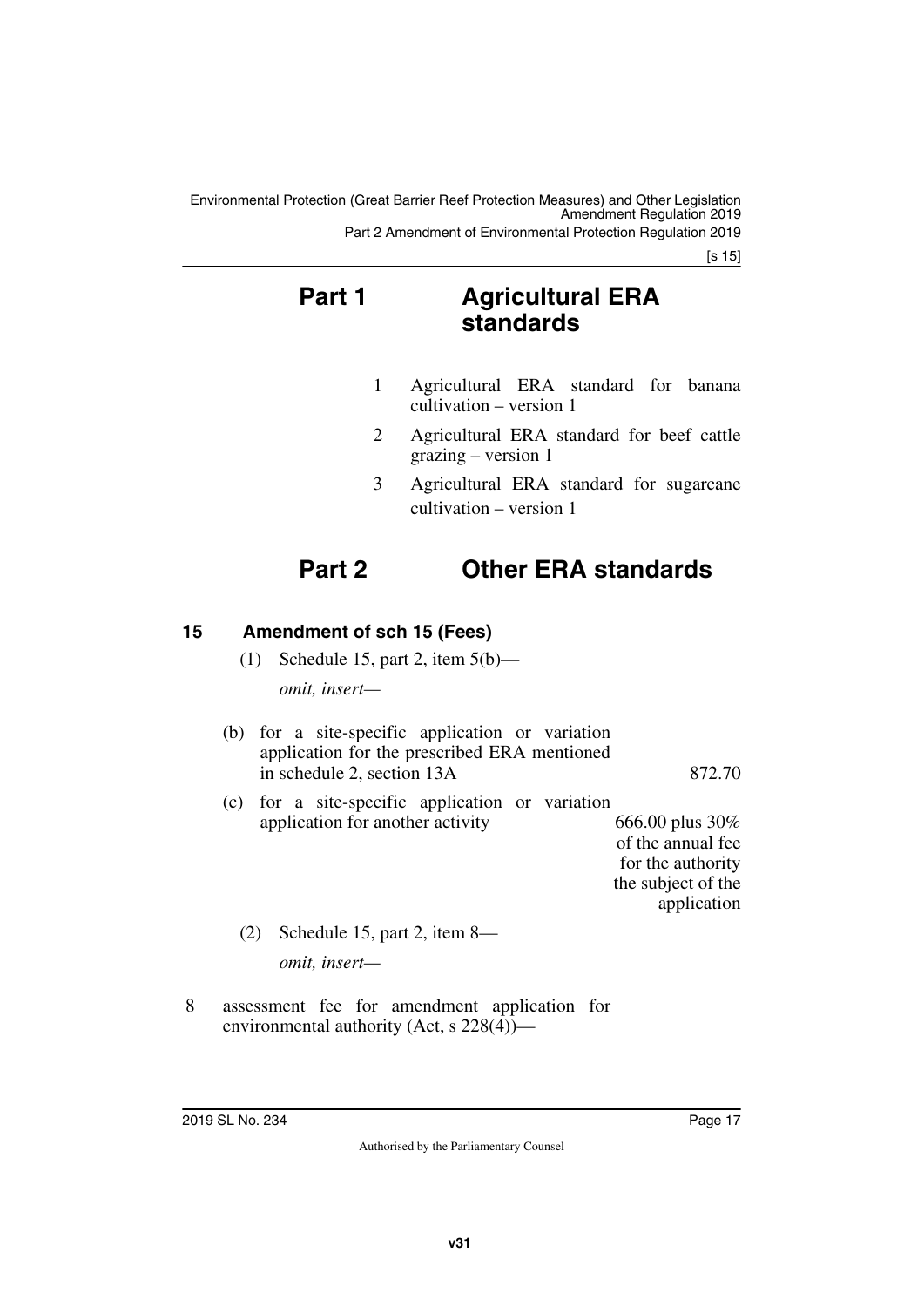# Part 1 Agricultural ERA standards

1 Agricultural ERA standard for banana cultivation – version 1

2 Agricultural ERA standard for beef cattle grazing – version 1

3 Agricultural ERA standard for sugarcane cultivation – version 1

# Part 2 Other ERA standards

## 15 Amendment of sch 15 (Fees)

(1) Schedule 15, part 2, item 5(b)—

*omit, insert—*

| | |
|---|---|
| (b) for a site-specific application or variation application for the prescribed ERA mentioned in schedule 2, section 13A | 872.70 |
| (c) for a site-specific application or variation application for another activity | 666.00 plus 30% of the annual fee for the authority the subject of the application |

(2) Schedule 15, part 2, item 8—

*omit, insert—*

8 assessment fee for amendment application for environmental authority (Act, s 228(4))—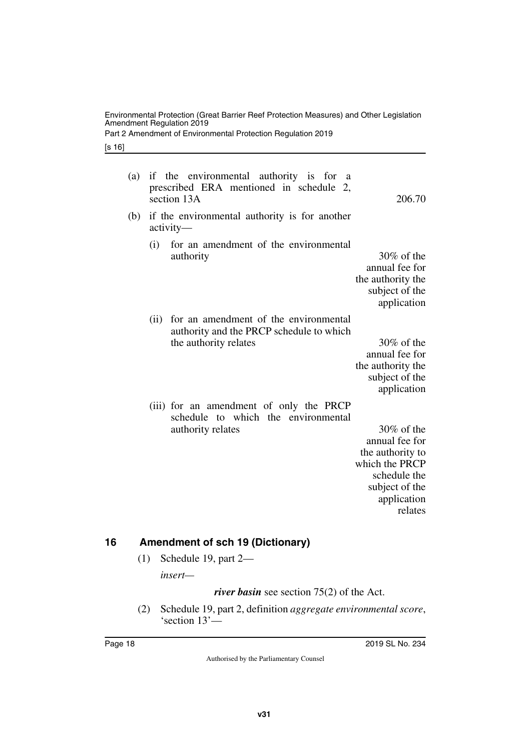(a) if the environmental authority is for a prescribed ERA mentioned in schedule 2, section 13A — 206.70

(b) if the environmental authority is for another activity—

(i) for an amendment of the environmental authority — 30% of the annual fee for the authority the subject of the application

(ii) for an amendment of the environmental authority and the PRCP schedule to which the authority relates — 30% of the annual fee for the authority the subject of the application

(iii) for an amendment of only the PRCP schedule to which the environmental authority relates — 30% of the annual fee for the authority to which the PRCP schedule the subject of the application relates

## 16 Amendment of sch 19 (Dictionary)

(1) Schedule 19, part 2—

*insert*—

***river basin*** see section 75(2) of the Act.

(2) Schedule 19, part 2, definition *aggregate environmental score*, 'section 13'—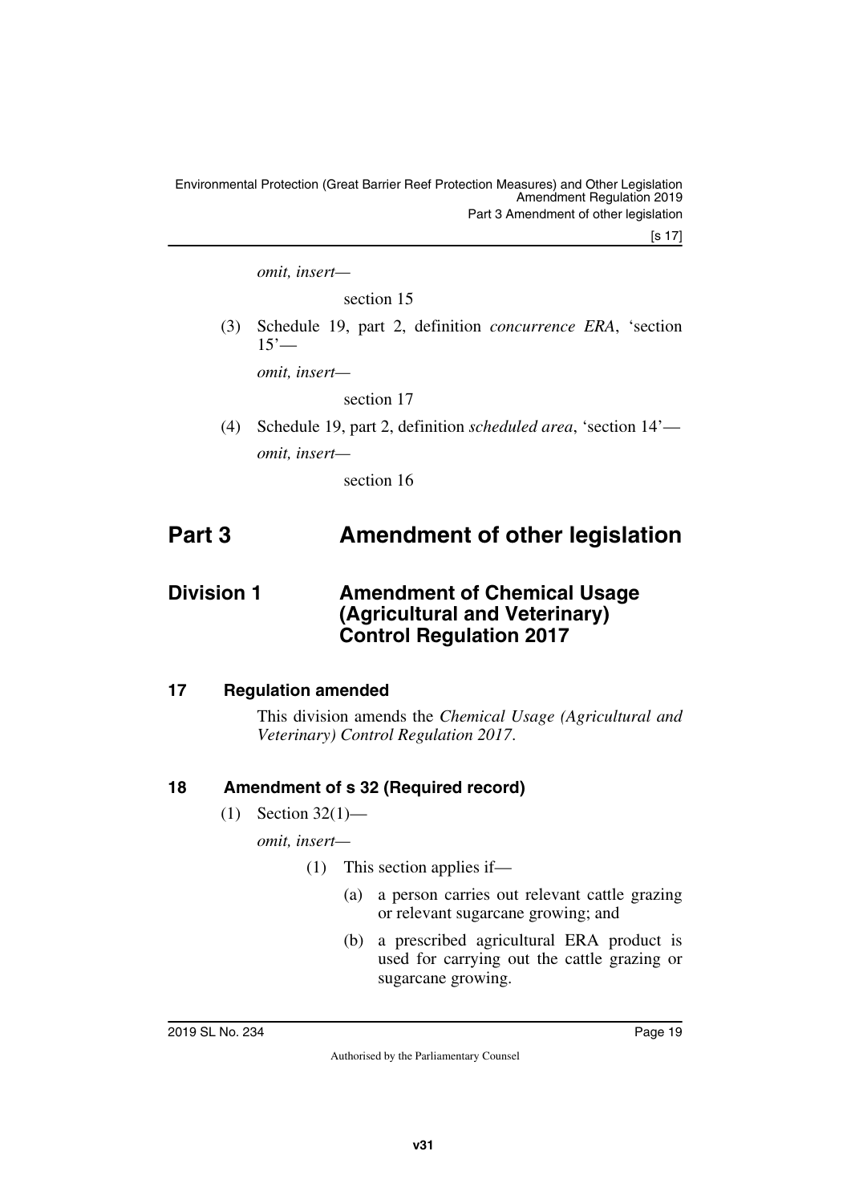*omit, insert—*

section 15

(3) Schedule 19, part 2, definition *concurrence ERA*, 'section 15'—

*omit, insert—*

section 17

(4) Schedule 19, part 2, definition *scheduled area*, 'section 14'—

*omit, insert—*

section 16

# Part 3 Amendment of other legislation

## Division 1 Amendment of Chemical Usage (Agricultural and Veterinary) Control Regulation 2017

### 17 Regulation amended

This division amends the *Chemical Usage (Agricultural and Veterinary) Control Regulation 2017*.

### 18 Amendment of s 32 (Required record)

(1) Section 32(1)—

*omit, insert—*

(1) This section applies if—

(a) a person carries out relevant cattle grazing or relevant sugarcane growing; and

(b) a prescribed agricultural ERA product is used for carrying out the cattle grazing or sugarcane growing.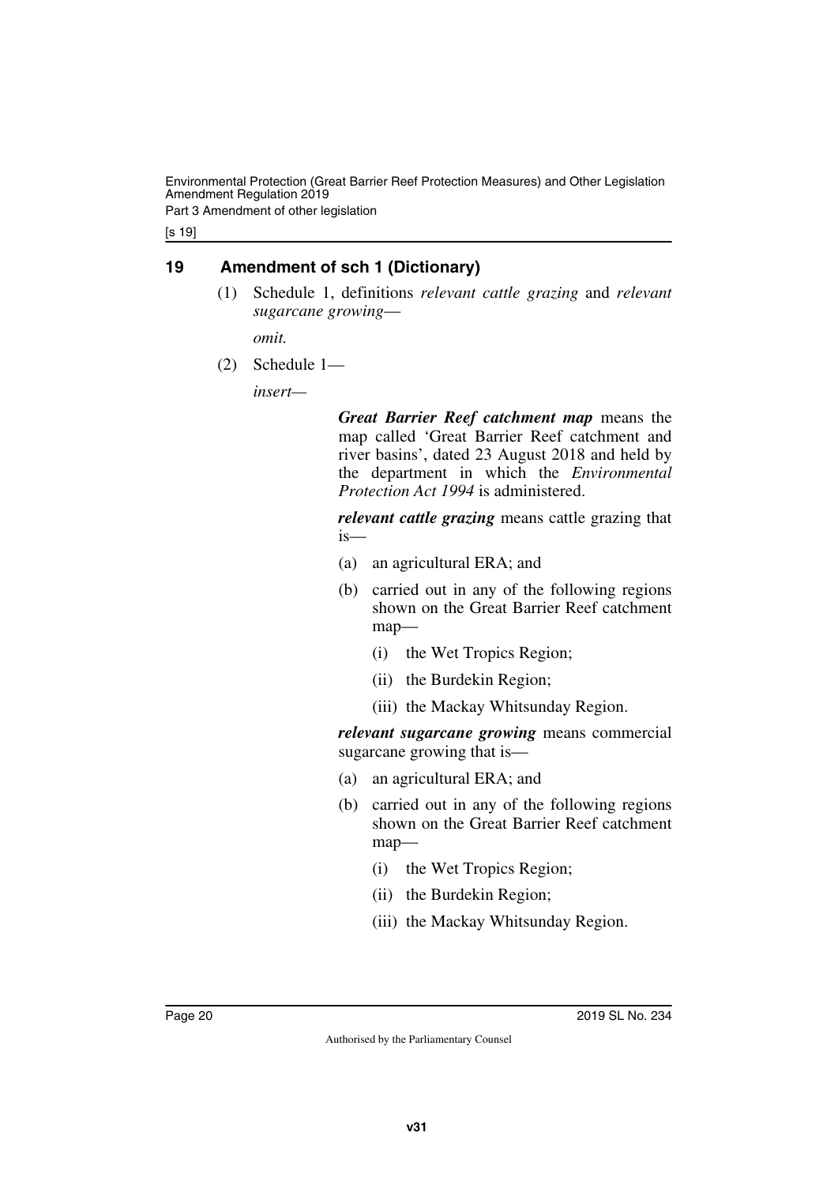## 19 Amendment of sch 1 (Dictionary)

(1) Schedule 1, definitions *relevant cattle grazing* and *relevant sugarcane growing*—

*omit.*

(2) Schedule 1—

*insert—*

***Great Barrier Reef catchment map*** means the map called 'Great Barrier Reef catchment and river basins', dated 23 August 2018 and held by the department in which the *Environmental Protection Act 1994* is administered.

***relevant cattle grazing*** means cattle grazing that is—

(a) an agricultural ERA; and

(b) carried out in any of the following regions shown on the Great Barrier Reef catchment map—

(i) the Wet Tropics Region;

(ii) the Burdekin Region;

(iii) the Mackay Whitsunday Region.

***relevant sugarcane growing*** means commercial sugarcane growing that is—

(a) an agricultural ERA; and

(b) carried out in any of the following regions shown on the Great Barrier Reef catchment map—

(i) the Wet Tropics Region;

(ii) the Burdekin Region;

(iii) the Mackay Whitsunday Region.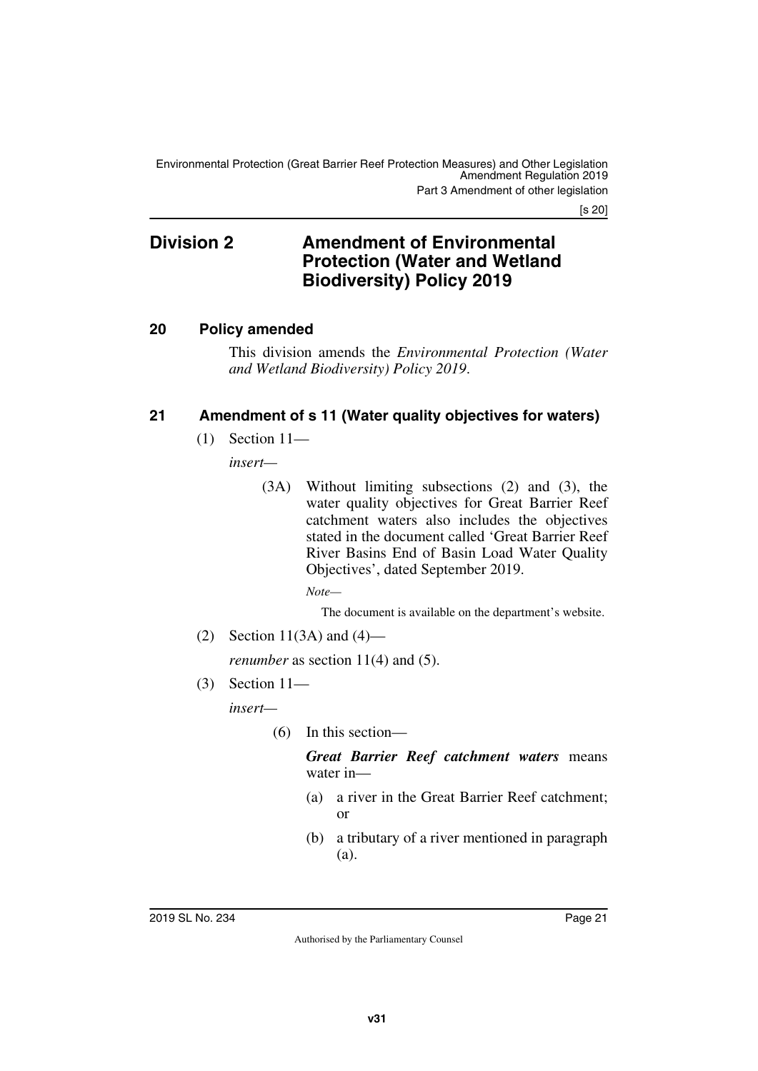## Division 2 Amendment of Environmental Protection (Water and Wetland Biodiversity) Policy 2019

### 20 Policy amended

This division amends the *Environmental Protection (Water and Wetland Biodiversity) Policy 2019*.

### 21 Amendment of s 11 (Water quality objectives for waters)

(1) Section 11—

*insert*—

> (3A) Without limiting subsections (2) and (3), the water quality objectives for Great Barrier Reef catchment waters also includes the objectives stated in the document called 'Great Barrier Reef River Basins End of Basin Load Water Quality Objectives', dated September 2019.
>
> *Note—*
>
> The document is available on the department's website.

(2) Section 11(3A) and (4)—

*renumber* as section 11(4) and (5).

(3) Section 11—

*insert*—

> (6) In this section—
>
> ***Great Barrier Reef catchment waters*** means water in—
>
> (a) a river in the Great Barrier Reef catchment; or
>
> (b) a tributary of a river mentioned in paragraph (a).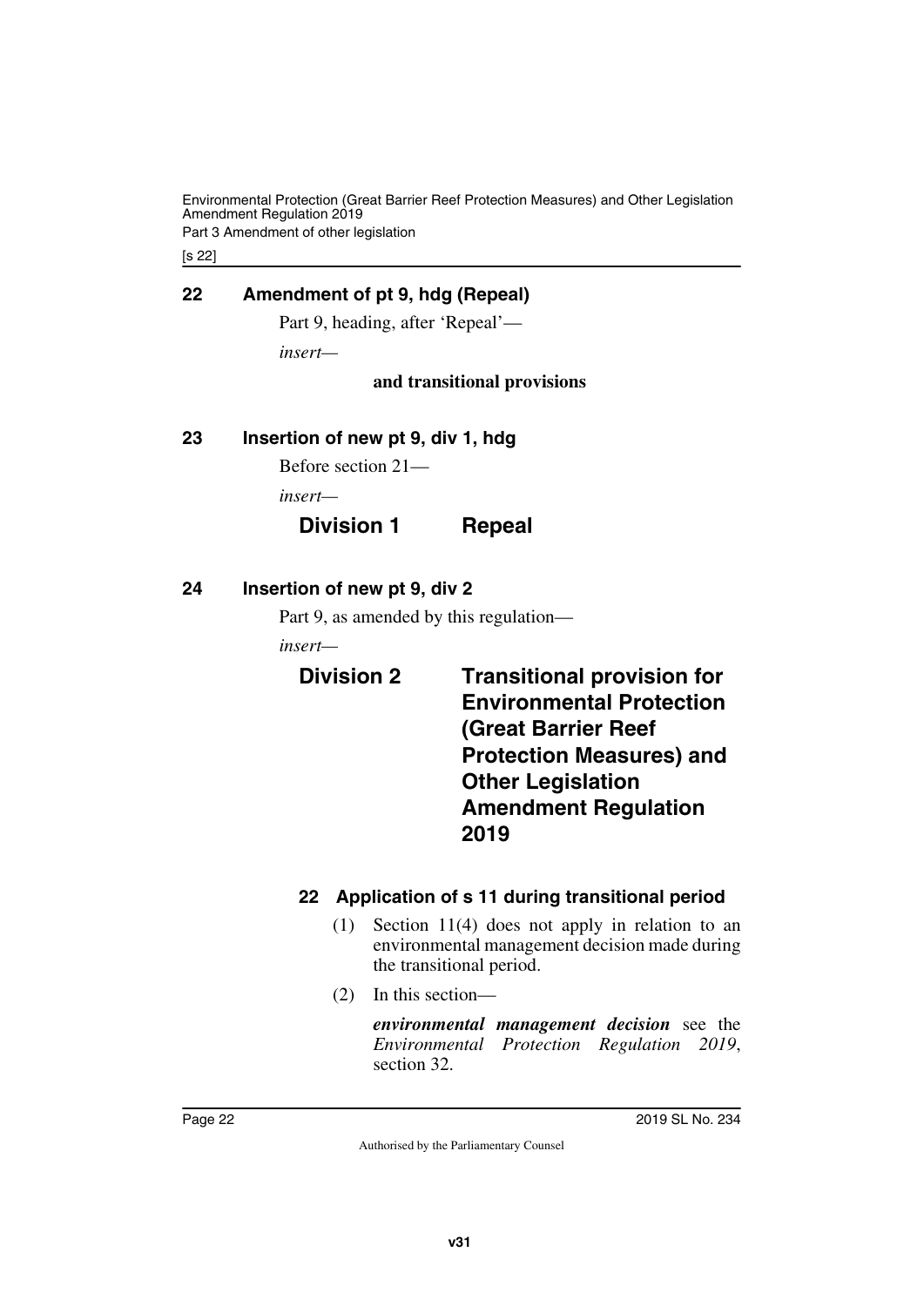## 22 Amendment of pt 9, hdg (Repeal)

Part 9, heading, after 'Repeal'—

*insert*—

**and transitional provisions**

## 23 Insertion of new pt 9, div 1, hdg

Before section 21—

*insert*—

### Division 1 Repeal

## 24 Insertion of new pt 9, div 2

Part 9, as amended by this regulation—

*insert*—

### Division 2 Transitional provision for Environmental Protection (Great Barrier Reef Protection Measures) and Other Legislation Amendment Regulation 2019

#### 22 Application of s 11 during transitional period

(1) Section 11(4) does not apply in relation to an environmental management decision made during the transitional period.

(2) In this section—

***environmental management decision*** see the *Environmental Protection Regulation 2019*, section 32.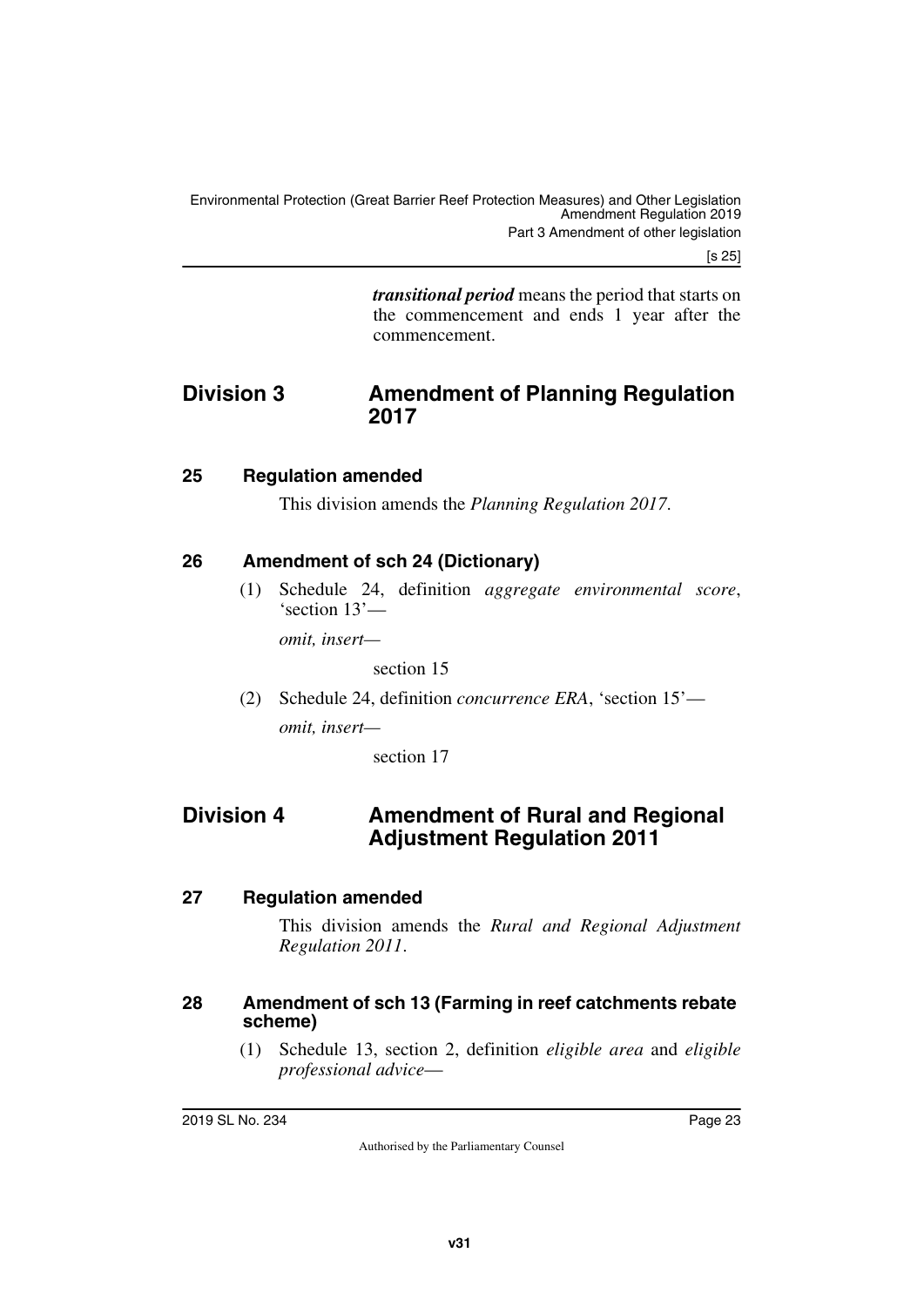***transitional period*** means the period that starts on the commencement and ends 1 year after the commencement.

## Division 3 Amendment of Planning Regulation 2017

### 25 Regulation amended

This division amends the *Planning Regulation 2017*.

### 26 Amendment of sch 24 (Dictionary)

(1) Schedule 24, definition *aggregate environmental score*, 'section 13'—

*omit, insert—*

section 15

(2) Schedule 24, definition *concurrence ERA*, 'section 15'—

*omit, insert—*

section 17

## Division 4 Amendment of Rural and Regional Adjustment Regulation 2011

### 27 Regulation amended

This division amends the *Rural and Regional Adjustment Regulation 2011*.

### 28 Amendment of sch 13 (Farming in reef catchments rebate scheme)

(1) Schedule 13, section 2, definition *eligible area* and *eligible professional advice*—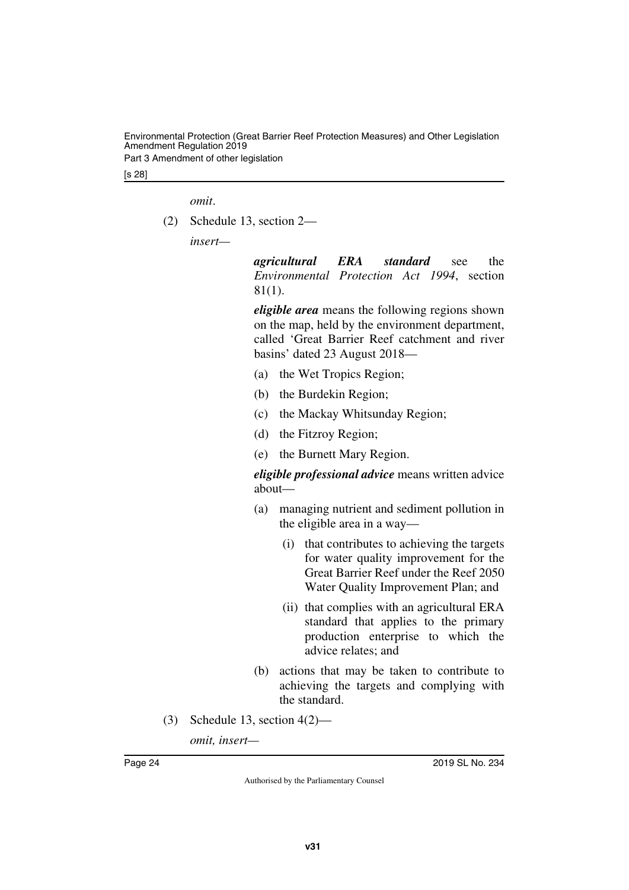*omit*.

(2) Schedule 13, section 2—

*insert*—

***agricultural ERA standard*** see the *Environmental Protection Act 1994*, section 81(1).

***eligible area*** means the following regions shown on the map, held by the environment department, called 'Great Barrier Reef catchment and river basins' dated 23 August 2018—

(a) the Wet Tropics Region;

(b) the Burdekin Region;

(c) the Mackay Whitsunday Region;

(d) the Fitzroy Region;

(e) the Burnett Mary Region.

***eligible professional advice*** means written advice about—

(a) managing nutrient and sediment pollution in the eligible area in a way—

 (i) that contributes to achieving the targets for water quality improvement for the Great Barrier Reef under the Reef 2050 Water Quality Improvement Plan; and

 (ii) that complies with an agricultural ERA standard that applies to the primary production enterprise to which the advice relates; and

(b) actions that may be taken to contribute to achieving the targets and complying with the standard.

(3) Schedule 13, section 4(2)—

*omit, insert*—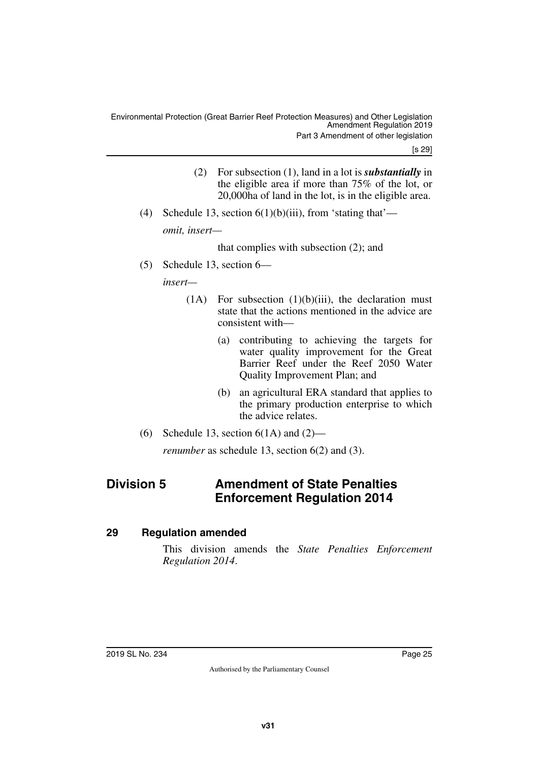(2) For subsection (1), land in a lot is ***substantially*** in the eligible area if more than 75% of the lot, or 20,000ha of land in the lot, is in the eligible area.

(4) Schedule 13, section 6(1)(b)(iii), from 'stating that'—

*omit, insert—*

that complies with subsection (2); and

(5) Schedule 13, section 6—

*insert—*

(1A) For subsection (1)(b)(iii), the declaration must state that the actions mentioned in the advice are consistent with—

(a) contributing to achieving the targets for water quality improvement for the Great Barrier Reef under the Reef 2050 Water Quality Improvement Plan; and

(b) an agricultural ERA standard that applies to the primary production enterprise to which the advice relates.

(6) Schedule 13, section 6(1A) and (2)—

*renumber* as schedule 13, section 6(2) and (3).

## Division 5 Amendment of State Penalties Enforcement Regulation 2014

### 29 Regulation amended

This division amends the *State Penalties Enforcement Regulation 2014*.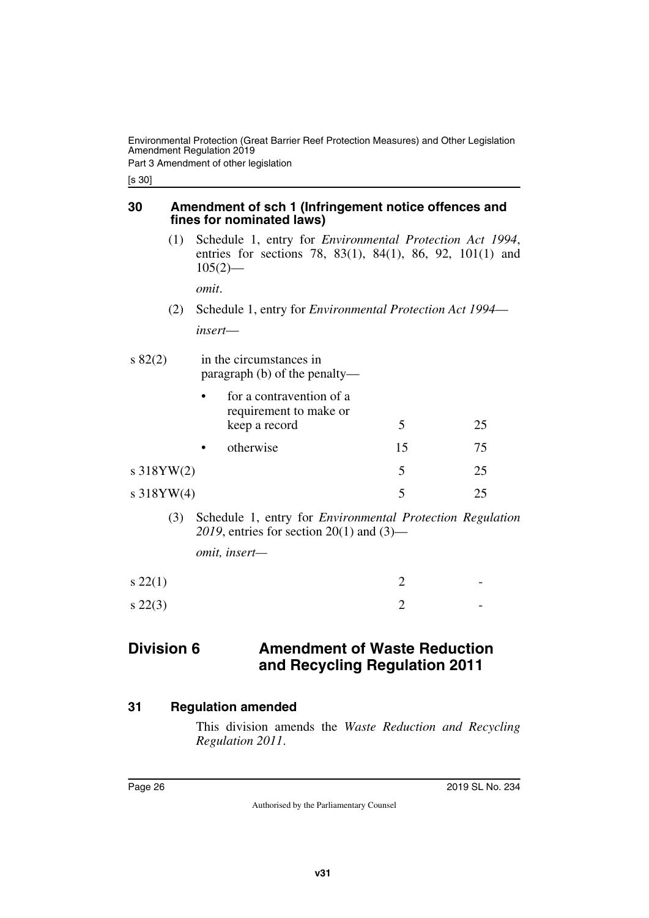### 30 Amendment of sch 1 (Infringement notice offences and fines for nominated laws)

(1) Schedule 1, entry for *Environmental Protection Act 1994*, entries for sections 78, 83(1), 84(1), 86, 92, 101(1) and 105(2)—

*omit*.

(2) Schedule 1, entry for *Environmental Protection Act 1994*—

*insert*—

| | | | |
|---|---|---|---|
| s 82(2) | in the circumstances in paragraph (b) of the penalty— | | |
| | • for a contravention of a requirement to make or keep a record | 5 | 25 |
| | • otherwise | 15 | 75 |
| s 318YW(2) | | 5 | 25 |
| s 318YW(4) | | 5 | 25 |

(3) Schedule 1, entry for *Environmental Protection Regulation 2019*, entries for section 20(1) and (3)—

*omit, insert—*

| | | |
|---|---|---|
| s 22(1) | 2 | - |
| s 22(3) | 2 | - |

## Division 6 Amendment of Waste Reduction and Recycling Regulation 2011

### 31 Regulation amended

This division amends the *Waste Reduction and Recycling Regulation 2011*.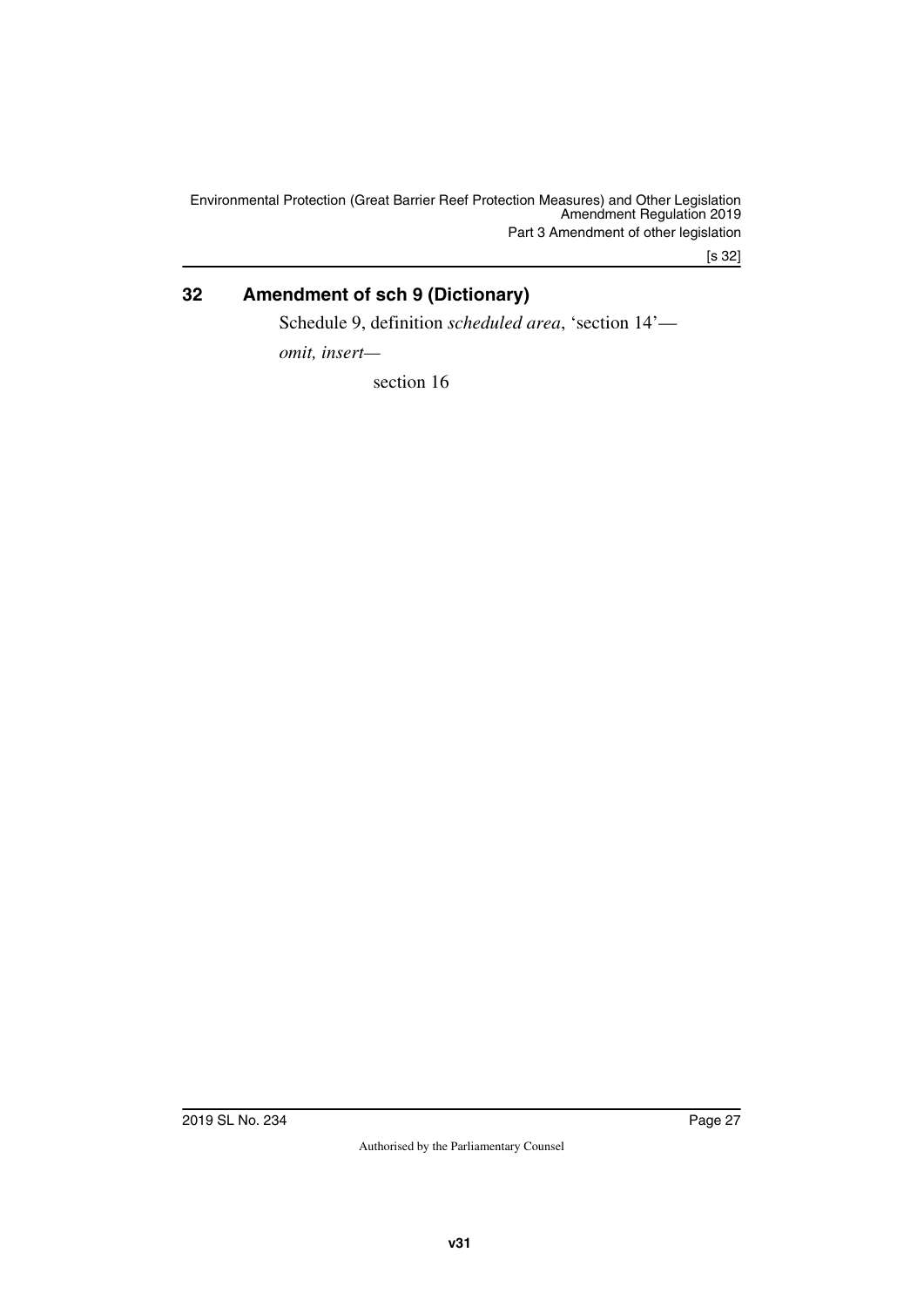## 32 Amendment of sch 9 (Dictionary)

Schedule 9, definition *scheduled area*, 'section 14'—

*omit, insert*—

section 16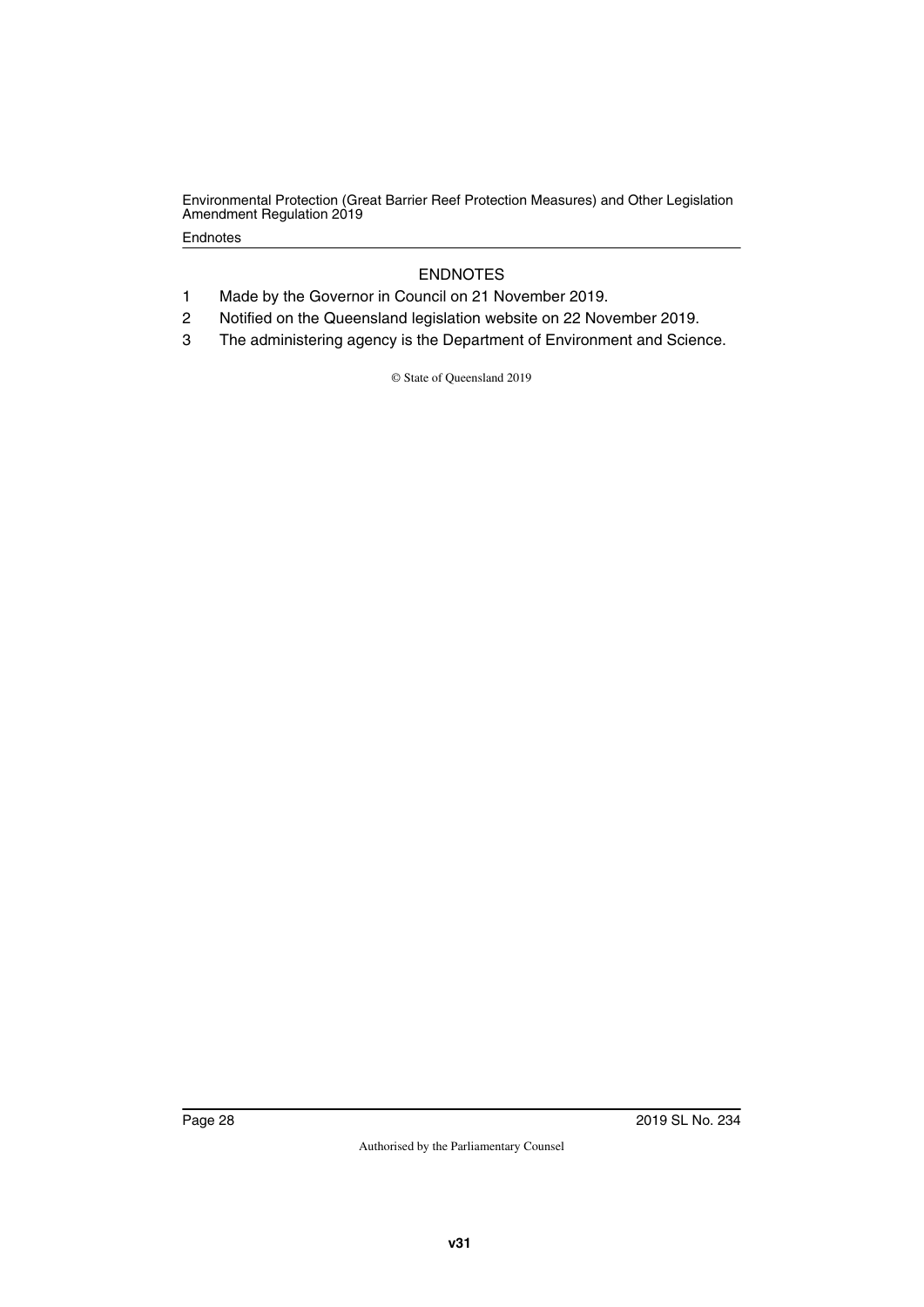## ENDNOTES

1 Made by the Governor in Council on 21 November 2019.

2 Notified on the Queensland legislation website on 22 November 2019.

3 The administering agency is the Department of Environment and Science.

© State of Queensland 2019